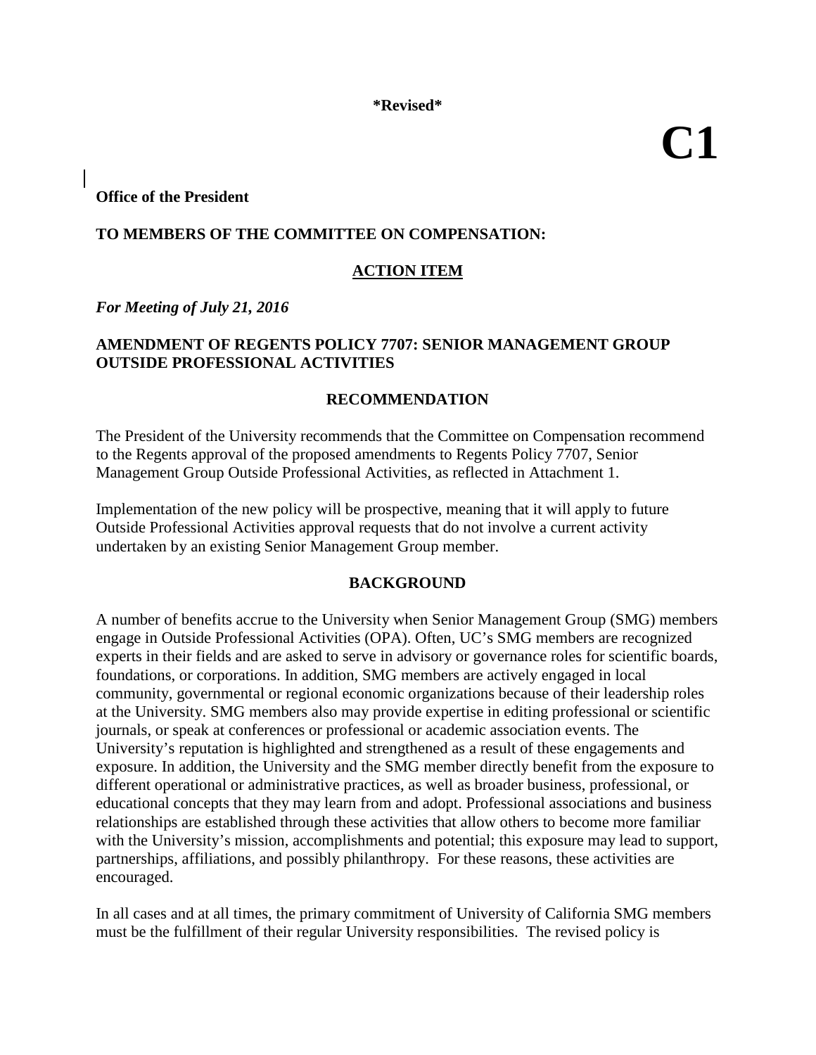**\*Revised\***

# C1

**Office of the President**

**TO MEMBERS OF THE COMMITTEE ON COMPENSATION:**

**ACTION ITEM**

***For Meeting of July 21, 2016***

## AMENDMENT OF REGENTS POLICY 7707: SENIOR MANAGEMENT GROUP OUTSIDE PROFESSIONAL ACTIVITIES

### RECOMMENDATION

The President of the University recommends that the Committee on Compensation recommend to the Regents approval of the proposed amendments to Regents Policy 7707, Senior Management Group Outside Professional Activities, as reflected in Attachment 1.

Implementation of the new policy will be prospective, meaning that it will apply to future Outside Professional Activities approval requests that do not involve a current activity undertaken by an existing Senior Management Group member.

### BACKGROUND

A number of benefits accrue to the University when Senior Management Group (SMG) members engage in Outside Professional Activities (OPA). Often, UC's SMG members are recognized experts in their fields and are asked to serve in advisory or governance roles for scientific boards, foundations, or corporations. In addition, SMG members are actively engaged in local community, governmental or regional economic organizations because of their leadership roles at the University. SMG members also may provide expertise in editing professional or scientific journals, or speak at conferences or professional or academic association events. The University's reputation is highlighted and strengthened as a result of these engagements and exposure. In addition, the University and the SMG member directly benefit from the exposure to different operational or administrative practices, as well as broader business, professional, or educational concepts that they may learn from and adopt. Professional associations and business relationships are established through these activities that allow others to become more familiar with the University's mission, accomplishments and potential; this exposure may lead to support, partnerships, affiliations, and possibly philanthropy. For these reasons, these activities are encouraged.

In all cases and at all times, the primary commitment of University of California SMG members must be the fulfillment of their regular University responsibilities. The revised policy is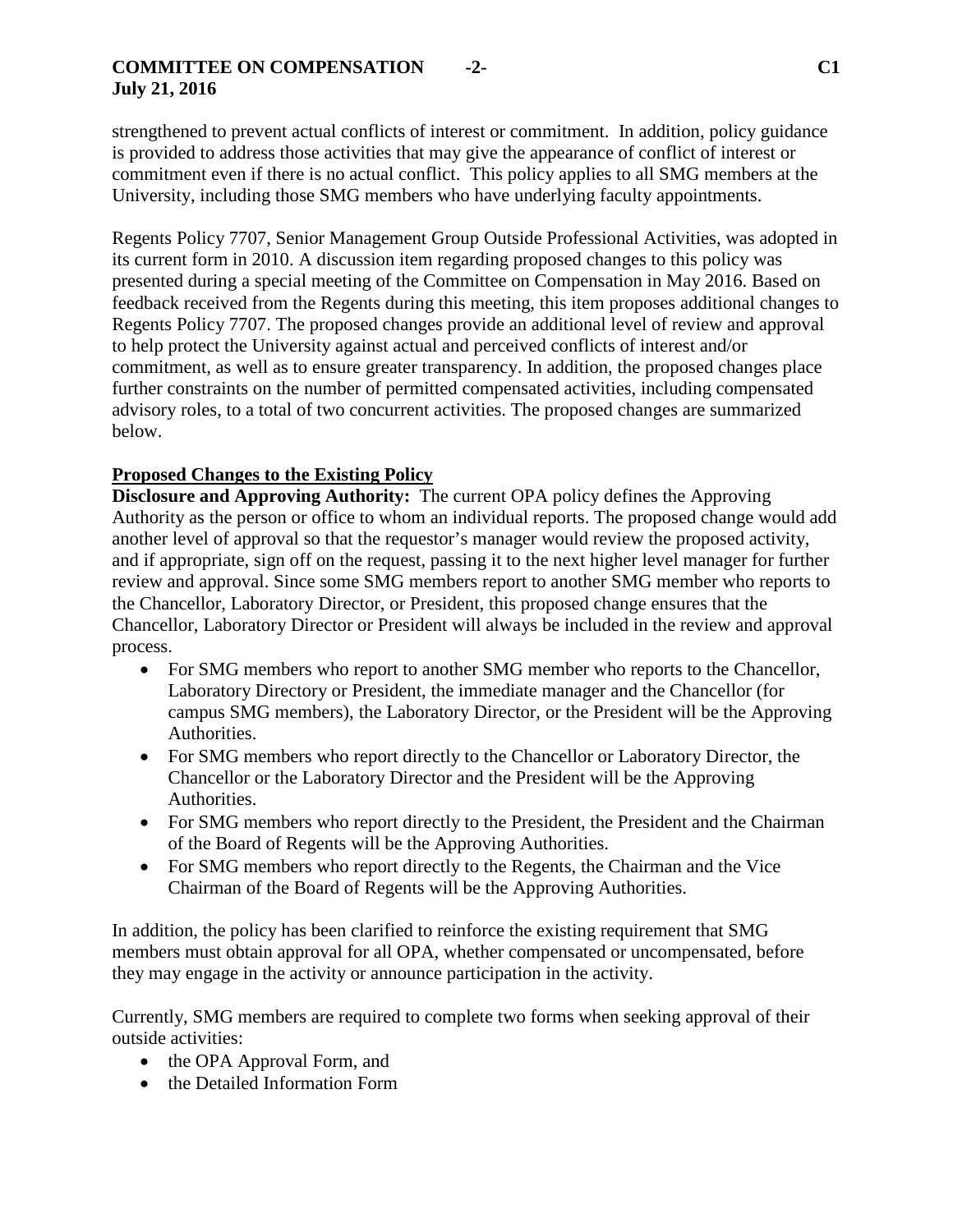strengthened to prevent actual conflicts of interest or commitment. In addition, policy guidance is provided to address those activities that may give the appearance of conflict of interest or commitment even if there is no actual conflict. This policy applies to all SMG members at the University, including those SMG members who have underlying faculty appointments.

Regents Policy 7707, Senior Management Group Outside Professional Activities, was adopted in its current form in 2010. A discussion item regarding proposed changes to this policy was presented during a special meeting of the Committee on Compensation in May 2016. Based on feedback received from the Regents during this meeting, this item proposes additional changes to Regents Policy 7707. The proposed changes provide an additional level of review and approval to help protect the University against actual and perceived conflicts of interest and/or commitment, as well as to ensure greater transparency. In addition, the proposed changes place further constraints on the number of permitted compensated activities, including compensated advisory roles, to a total of two concurrent activities. The proposed changes are summarized below.

**<u>Proposed Changes to the Existing Policy</u>**

**Disclosure and Approving Authority:** The current OPA policy defines the Approving Authority as the person or office to whom an individual reports. The proposed change would add another level of approval so that the requestor's manager would review the proposed activity, and if appropriate, sign off on the request, passing it to the next higher level manager for further review and approval. Since some SMG members report to another SMG member who reports to the Chancellor, Laboratory Director, or President, this proposed change ensures that the Chancellor, Laboratory Director or President will always be included in the review and approval process.

- For SMG members who report to another SMG member who reports to the Chancellor, Laboratory Directory or President, the immediate manager and the Chancellor (for campus SMG members), the Laboratory Director, or the President will be the Approving Authorities.
- For SMG members who report directly to the Chancellor or Laboratory Director, the Chancellor or the Laboratory Director and the President will be the Approving Authorities.
- For SMG members who report directly to the President, the President and the Chairman of the Board of Regents will be the Approving Authorities.
- For SMG members who report directly to the Regents, the Chairman and the Vice Chairman of the Board of Regents will be the Approving Authorities.

In addition, the policy has been clarified to reinforce the existing requirement that SMG members must obtain approval for all OPA, whether compensated or uncompensated, before they may engage in the activity or announce participation in the activity.

Currently, SMG members are required to complete two forms when seeking approval of their outside activities:

- the OPA Approval Form, and
- the Detailed Information Form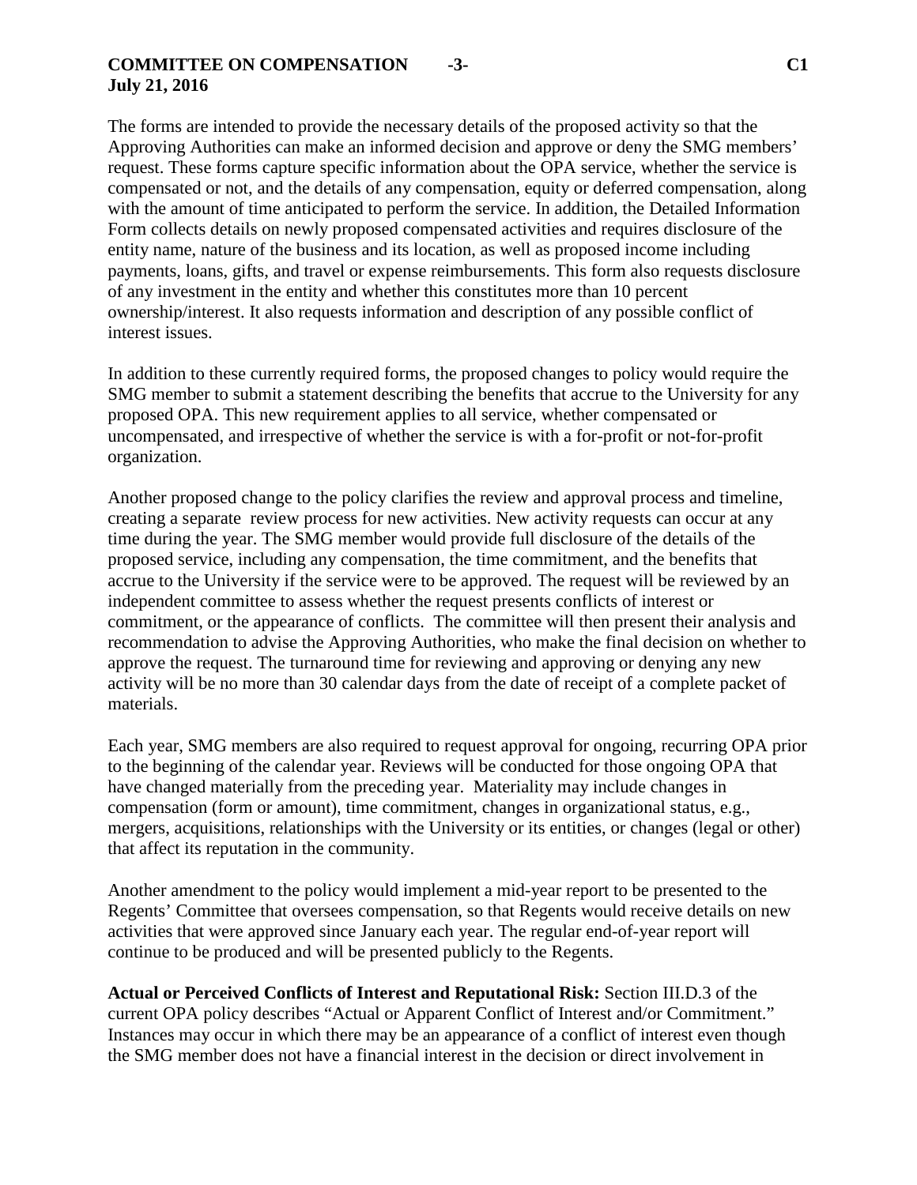The forms are intended to provide the necessary details of the proposed activity so that the Approving Authorities can make an informed decision and approve or deny the SMG members' request. These forms capture specific information about the OPA service, whether the service is compensated or not, and the details of any compensation, equity or deferred compensation, along with the amount of time anticipated to perform the service. In addition, the Detailed Information Form collects details on newly proposed compensated activities and requires disclosure of the entity name, nature of the business and its location, as well as proposed income including payments, loans, gifts, and travel or expense reimbursements. This form also requests disclosure of any investment in the entity and whether this constitutes more than 10 percent ownership/interest. It also requests information and description of any possible conflict of interest issues.

In addition to these currently required forms, the proposed changes to policy would require the SMG member to submit a statement describing the benefits that accrue to the University for any proposed OPA. This new requirement applies to all service, whether compensated or uncompensated, and irrespective of whether the service is with a for-profit or not-for-profit organization.

Another proposed change to the policy clarifies the review and approval process and timeline, creating a separate review process for new activities. New activity requests can occur at any time during the year. The SMG member would provide full disclosure of the details of the proposed service, including any compensation, the time commitment, and the benefits that accrue to the University if the service were to be approved. The request will be reviewed by an independent committee to assess whether the request presents conflicts of interest or commitment, or the appearance of conflicts. The committee will then present their analysis and recommendation to advise the Approving Authorities, who make the final decision on whether to approve the request. The turnaround time for reviewing and approving or denying any new activity will be no more than 30 calendar days from the date of receipt of a complete packet of materials.

Each year, SMG members are also required to request approval for ongoing, recurring OPA prior to the beginning of the calendar year. Reviews will be conducted for those ongoing OPA that have changed materially from the preceding year. Materiality may include changes in compensation (form or amount), time commitment, changes in organizational status, e.g., mergers, acquisitions, relationships with the University or its entities, or changes (legal or other) that affect its reputation in the community.

Another amendment to the policy would implement a mid-year report to be presented to the Regents' Committee that oversees compensation, so that Regents would receive details on new activities that were approved since January each year. The regular end-of-year report will continue to be produced and will be presented publicly to the Regents.

**Actual or Perceived Conflicts of Interest and Reputational Risk:** Section III.D.3 of the current OPA policy describes "Actual or Apparent Conflict of Interest and/or Commitment." Instances may occur in which there may be an appearance of a conflict of interest even though the SMG member does not have a financial interest in the decision or direct involvement in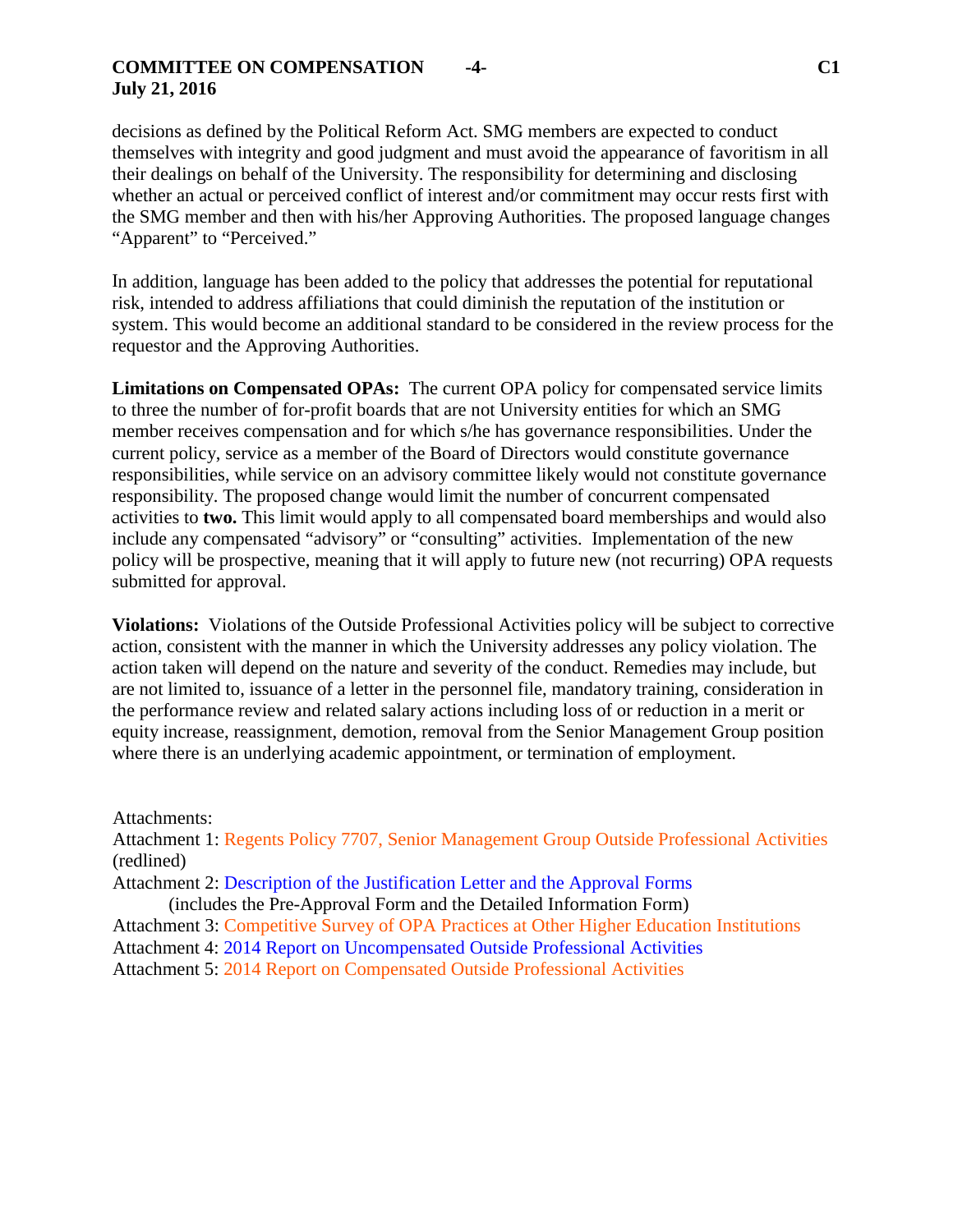decisions as defined by the Political Reform Act. SMG members are expected to conduct themselves with integrity and good judgment and must avoid the appearance of favoritism in all their dealings on behalf of the University. The responsibility for determining and disclosing whether an actual or perceived conflict of interest and/or commitment may occur rests first with the SMG member and then with his/her Approving Authorities. The proposed language changes “Apparent” to “Perceived.”

In addition, language has been added to the policy that addresses the potential for reputational risk, intended to address affiliations that could diminish the reputation of the institution or system. This would become an additional standard to be considered in the review process for the requestor and the Approving Authorities.

**Limitations on Compensated OPAs:** The current OPA policy for compensated service limits to three the number of for-profit boards that are not University entities for which an SMG member receives compensation and for which s/he has governance responsibilities. Under the current policy, service as a member of the Board of Directors would constitute governance responsibilities, while service on an advisory committee likely would not constitute governance responsibility. The proposed change would limit the number of concurrent compensated activities to **two.** This limit would apply to all compensated board memberships and would also include any compensated “advisory” or “consulting” activities. Implementation of the new policy will be prospective, meaning that it will apply to future new (not recurring) OPA requests submitted for approval.

**Violations:** Violations of the Outside Professional Activities policy will be subject to corrective action, consistent with the manner in which the University addresses any policy violation. The action taken will depend on the nature and severity of the conduct. Remedies may include, but are not limited to, issuance of a letter in the personnel file, mandatory training, consideration in the performance review and related salary actions including loss of or reduction in a merit or equity increase, reassignment, demotion, removal from the Senior Management Group position where there is an underlying academic appointment, or termination of employment.

Attachments:
Attachment 1: Regents Policy 7707, Senior Management Group Outside Professional Activities (redlined)
Attachment 2: Description of the Justification Letter and the Approval Forms
(includes the Pre-Approval Form and the Detailed Information Form)
Attachment 3: Competitive Survey of OPA Practices at Other Higher Education Institutions
Attachment 4: 2014 Report on Uncompensated Outside Professional Activities
Attachment 5: 2014 Report on Compensated Outside Professional Activities